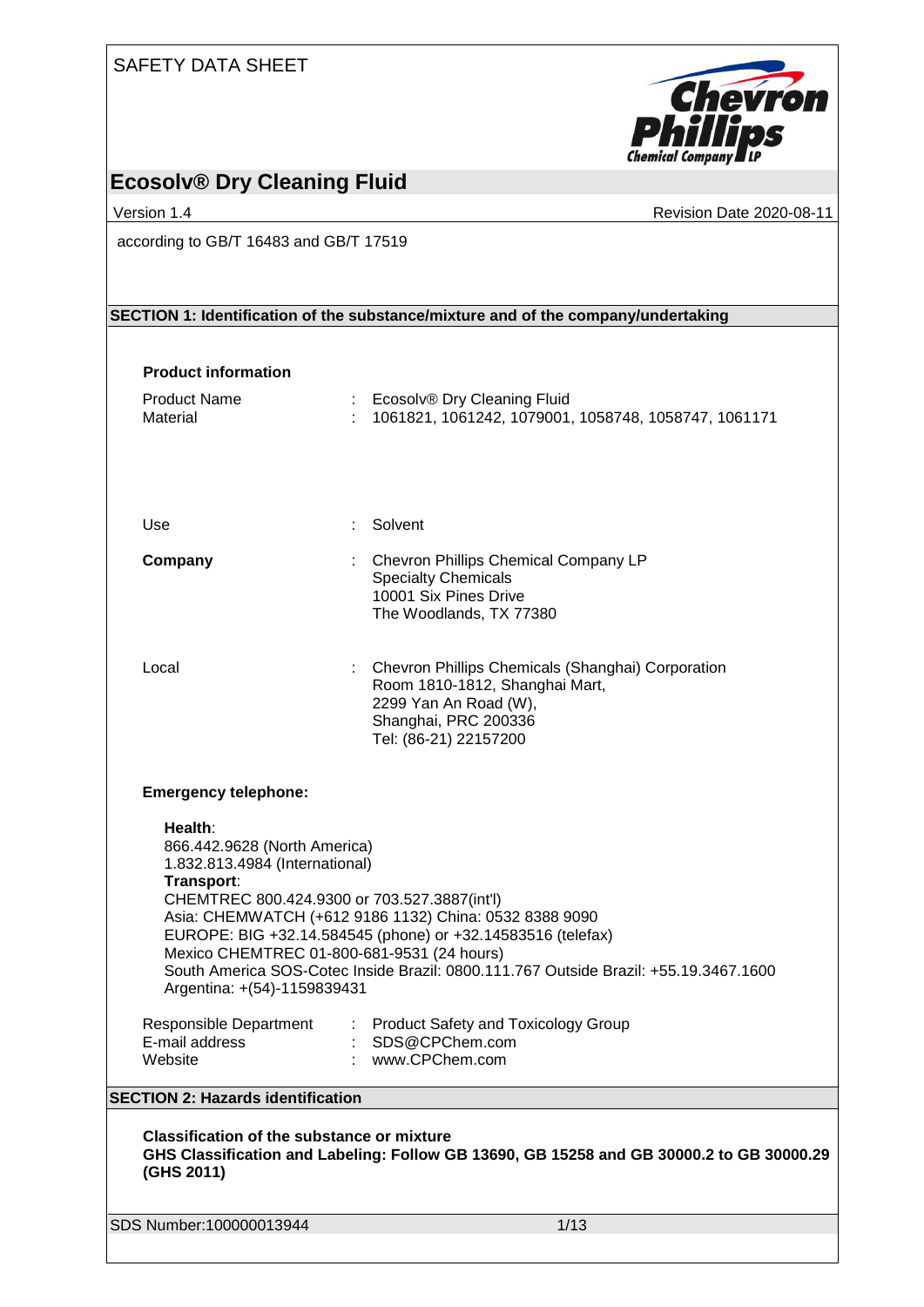SAFETY DATA SHEET

# Ecosolv® Dry Cleaning Fluid

Version 1.4 | Revision Date 2020-08-11

according to GB/T 16483 and GB/T 17519

## SECTION 1: Identification of the substance/mixture and of the company/undertaking

### Product information

| | | |
|---|---|---|
| Product Name | : | Ecosolv® Dry Cleaning Fluid |
| Material | : | 1061821, 1061242, 1079001, 1058748, 1058747, 1061171 |
| Use | : | Solvent |
| **Company** | : | Chevron Phillips Chemical Company LP<br>Specialty Chemicals<br>10001 Six Pines Drive<br>The Woodlands, TX 77380 |
| Local | : | Chevron Phillips Chemicals (Shanghai) Corporation<br>Room 1810-1812, Shanghai Mart,<br>2299 Yan An Road (W),<br>Shanghai, PRC 200336<br>Tel: (86-21) 22157200 |

**Emergency telephone:**

**Health**:
866.442.9628 (North America)
1.832.813.4984 (International)
**Transport**:
CHEMTREC 800.424.9300 or 703.527.3887(int'l)
Asia: CHEMWATCH (+612 9186 1132) China: 0532 8388 9090
EUROPE: BIG +32.14.584545 (phone) or +32.14583516 (telefax)
Mexico CHEMTREC 01-800-681-9531 (24 hours)
South America SOS-Cotec Inside Brazil: 0800.111.767 Outside Brazil: +55.19.3467.1600
Argentina: +(54)-1159839431

| | | |
|---|---|---|
| Responsible Department | : | Product Safety and Toxicology Group |
| E-mail address | : | SDS@CPChem.com |
| Website | : | www.CPChem.com |

## SECTION 2: Hazards identification

**Classification of the substance or mixture**
**GHS Classification and Labeling: Follow GB 13690, GB 15258 and GB 30000.2 to GB 30000.29 (GHS 2011)**

SDS Number:100000013944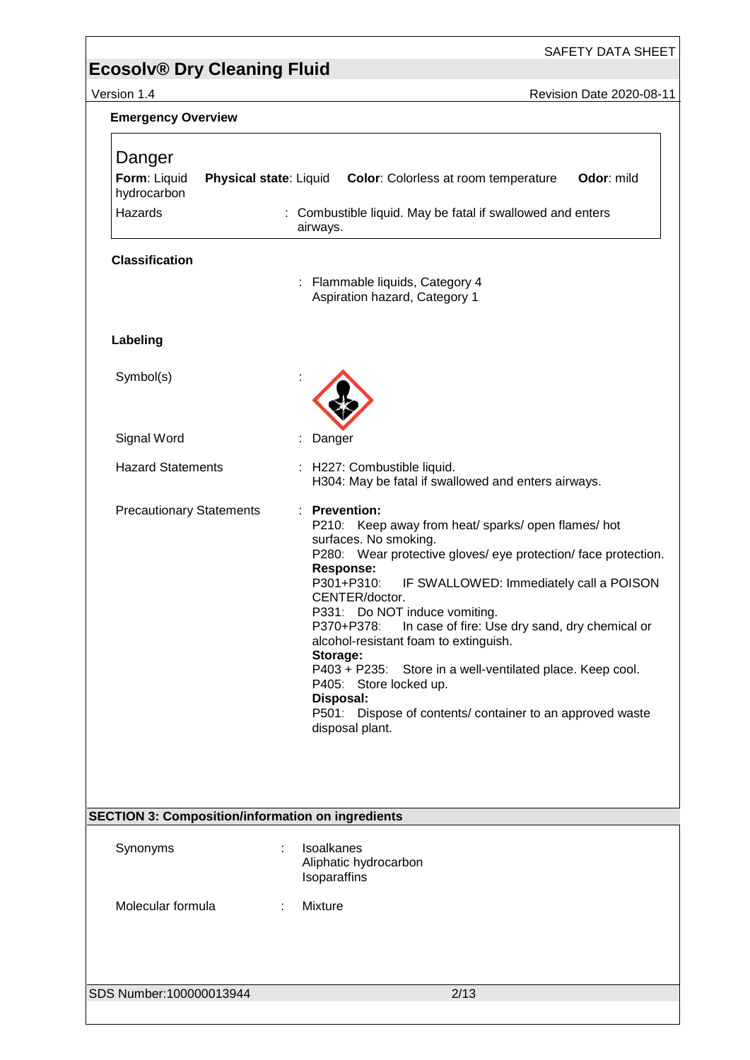**Emergency Overview**

| Danger | | | |
|---|---|---|---|
| **Form**: Liquid hydrocarbon | **Physical state**: Liquid | **Color**: Colorless at room temperature | **Odor**: mild |
| Hazards | : Combustible liquid. May be fatal if swallowed and enters airways. | | |

**Classification**

: Flammable liquids, Category 4
Aspiration hazard, Category 1

**Labeling**

Symbol(s) :

Signal Word : Danger

Hazard Statements : H227: Combustible liquid.
H304: May be fatal if swallowed and enters airways.

Precautionary Statements :

**Prevention:**
P210: Keep away from heat/ sparks/ open flames/ hot surfaces. No smoking.
P280: Wear protective gloves/ eye protection/ face protection.

**Response:**
P301+P310: IF SWALLOWED: Immediately call a POISON CENTER/doctor.
P331: Do NOT induce vomiting.
P370+P378: In case of fire: Use dry sand, dry chemical or alcohol-resistant foam to extinguish.

**Storage:**
P403 + P235: Store in a well-ventilated place. Keep cool.
P405: Store locked up.

**Disposal:**
P501: Dispose of contents/ container to an approved waste disposal plant.

## SECTION 3: Composition/information on ingredients

Synonyms : Isoalkanes
Aliphatic hydrocarbon
Isoparaffins

Molecular formula : Mixture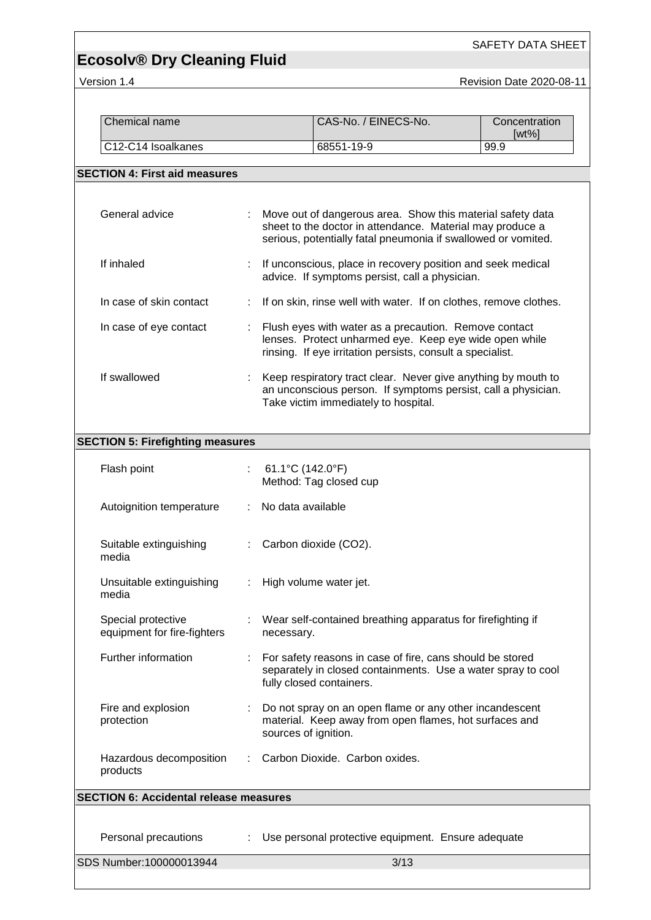| Chemical name | CAS-No. / EINECS-No. | Concentration [wt%] |
| --- | --- | --- |
| C12-C14 Isoalkanes | 68551-19-9 | 99.9 |

## SECTION 4: First aid measures

| | | |
| --- | --- | --- |
| General advice | : | Move out of dangerous area. Show this material safety data sheet to the doctor in attendance. Material may produce a serious, potentially fatal pneumonia if swallowed or vomited. |
| If inhaled | : | If unconscious, place in recovery position and seek medical advice. If symptoms persist, call a physician. |
| In case of skin contact | : | If on skin, rinse well with water. If on clothes, remove clothes. |
| In case of eye contact | : | Flush eyes with water as a precaution. Remove contact lenses. Protect unharmed eye. Keep eye wide open while rinsing. If eye irritation persists, consult a specialist. |
| If swallowed | : | Keep respiratory tract clear. Never give anything by mouth to an unconscious person. If symptoms persist, call a physician. Take victim immediately to hospital. |

## SECTION 5: Firefighting measures

| | | |
| --- | --- | --- |
| Flash point | : | 61.1°C (142.0°F)<br>Method: Tag closed cup |
| Autoignition temperature | : | No data available |
| Suitable extinguishing media | : | Carbon dioxide (CO2). |
| Unsuitable extinguishing media | : | High volume water jet. |
| Special protective equipment for fire-fighters | : | Wear self-contained breathing apparatus for firefighting if necessary. |
| Further information | : | For safety reasons in case of fire, cans should be stored separately in closed containments. Use a water spray to cool fully closed containers. |
| Fire and explosion protection | : | Do not spray on an open flame or any other incandescent material. Keep away from open flames, hot surfaces and sources of ignition. |
| Hazardous decomposition products | : | Carbon Dioxide. Carbon oxides. |

## SECTION 6: Accidental release measures

| | | |
| --- | --- | --- |
| Personal precautions | : | Use personal protective equipment. Ensure adequate |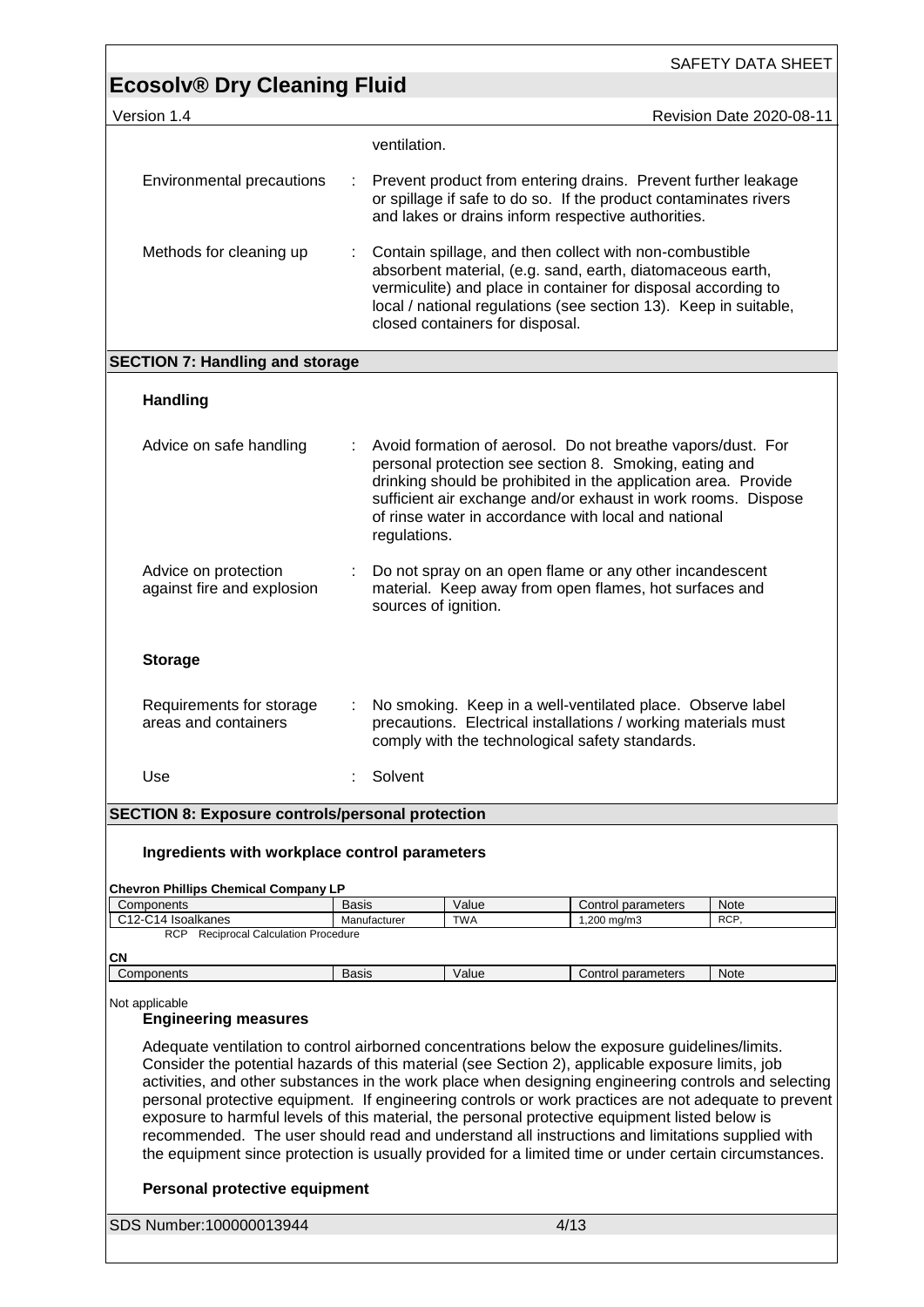ventilation.

Environmental precautions : Prevent product from entering drains. Prevent further leakage or spillage if safe to do so. If the product contaminates rivers and lakes or drains inform respective authorities.

Methods for cleaning up : Contain spillage, and then collect with non-combustible absorbent material, (e.g. sand, earth, diatomaceous earth, vermiculite) and place in container for disposal according to local / national regulations (see section 13). Keep in suitable, closed containers for disposal.

## SECTION 7: Handling and storage

### Handling

Advice on safe handling : Avoid formation of aerosol. Do not breathe vapors/dust. For personal protection see section 8. Smoking, eating and drinking should be prohibited in the application area. Provide sufficient air exchange and/or exhaust in work rooms. Dispose of rinse water in accordance with local and national regulations.

Advice on protection against fire and explosion : Do not spray on an open flame or any other incandescent material. Keep away from open flames, hot surfaces and sources of ignition.

### Storage

Requirements for storage areas and containers : No smoking. Keep in a well-ventilated place. Observe label precautions. Electrical installations / working materials must comply with the technological safety standards.

Use : Solvent

## SECTION 8: Exposure controls/personal protection

### Ingredients with workplace control parameters

**Chevron Phillips Chemical Company LP**

| Components | Basis | Value | Control parameters | Note |
|---|---|---|---|---|
| C12-C14 Isoalkanes | Manufacturer | TWA | 1,200 mg/m3 | RCP, |

RCP Reciprocal Calculation Procedure

**CN**

| Components | Basis | Value | Control parameters | Note |
|---|---|---|---|---|

Not applicable

### Engineering measures

Adequate ventilation to control airborned concentrations below the exposure guidelines/limits. Consider the potential hazards of this material (see Section 2), applicable exposure limits, job activities, and other substances in the work place when designing engineering controls and selecting personal protective equipment. If engineering controls or work practices are not adequate to prevent exposure to harmful levels of this material, the personal protective equipment listed below is recommended. The user should read and understand all instructions and limitations supplied with the equipment since protection is usually provided for a limited time or under certain circumstances.

### Personal protective equipment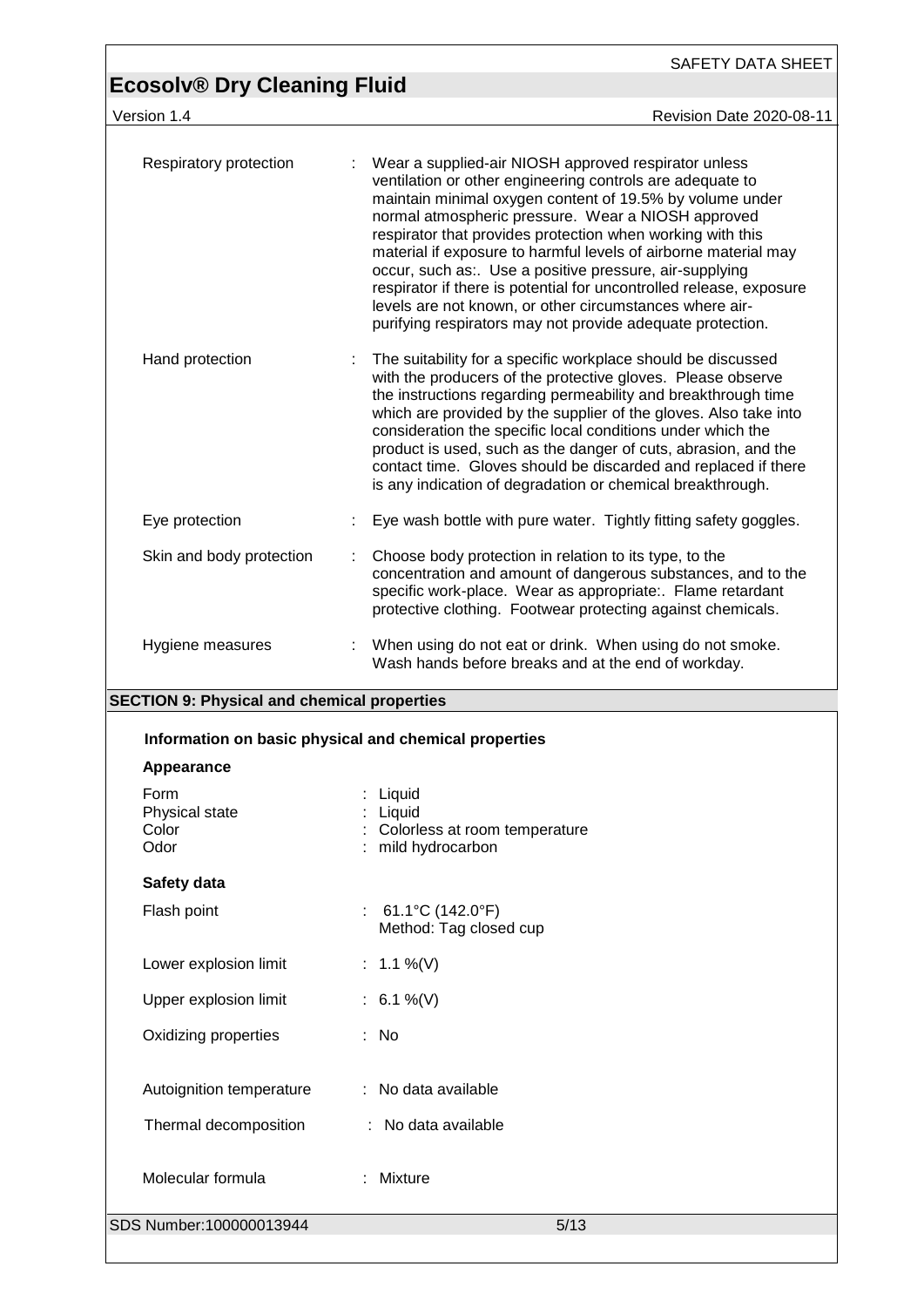| | | |
|---|---|---|
| Respiratory protection | : | Wear a supplied-air NIOSH approved respirator unless ventilation or other engineering controls are adequate to maintain minimal oxygen content of 19.5% by volume under normal atmospheric pressure. Wear a NIOSH approved respirator that provides protection when working with this material if exposure to harmful levels of airborne material may occur, such as:. Use a positive pressure, air-supplying respirator if there is potential for uncontrolled release, exposure levels are not known, or other circumstances where air-purifying respirators may not provide adequate protection. |
| Hand protection | : | The suitability for a specific workplace should be discussed with the producers of the protective gloves. Please observe the instructions regarding permeability and breakthrough time which are provided by the supplier of the gloves. Also take into consideration the specific local conditions under which the product is used, such as the danger of cuts, abrasion, and the contact time. Gloves should be discarded and replaced if there is any indication of degradation or chemical breakthrough. |
| Eye protection | : | Eye wash bottle with pure water. Tightly fitting safety goggles. |
| Skin and body protection | : | Choose body protection in relation to its type, to the concentration and amount of dangerous substances, and to the specific work-place. Wear as appropriate:. Flame retardant protective clothing. Footwear protecting against chemicals. |
| Hygiene measures | : | When using do not eat or drink. When using do not smoke. Wash hands before breaks and at the end of workday. |

## SECTION 9: Physical and chemical properties

### Information on basic physical and chemical properties

**Appearance**

| | | |
|---|---|---|
| Form | : | Liquid |
| Physical state | : | Liquid |
| Color | : | Colorless at room temperature |
| Odor | : | mild hydrocarbon |

**Safety data**

| | | |
|---|---|---|
| Flash point | : | 61.1°C (142.0°F)<br>Method: Tag closed cup |
| Lower explosion limit | : | 1.1 %(V) |
| Upper explosion limit | : | 6.1 %(V) |
| Oxidizing properties | : | No |
| Autoignition temperature | : | No data available |
| Thermal decomposition | : | No data available |
| Molecular formula | : | Mixture |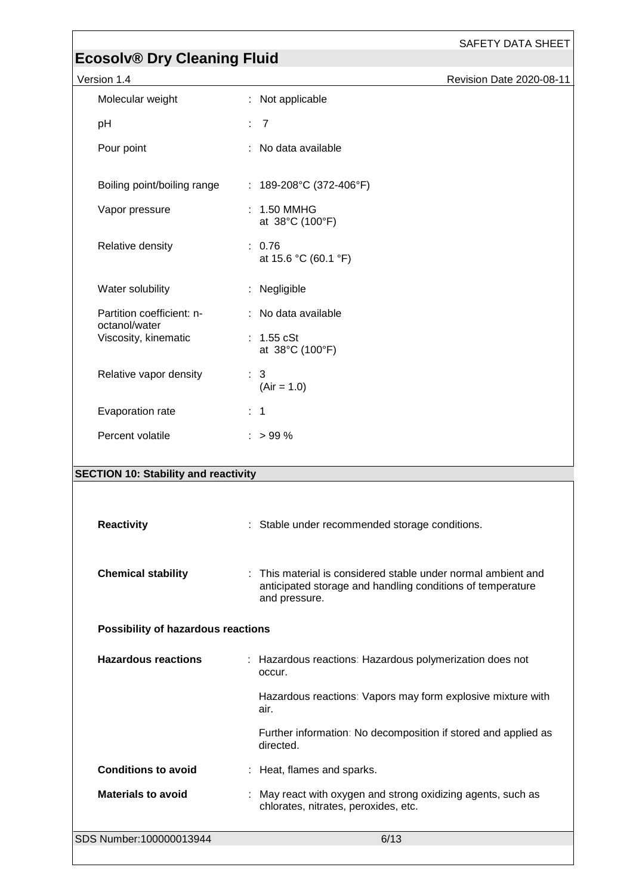| | |
|---|---|
| Molecular weight | : Not applicable |
| pH | : 7 |
| Pour point | : No data available |
| Boiling point/boiling range | : 189-208°C (372-406°F) |
| Vapor pressure | : 1.50 MMHG at 38°C (100°F) |
| Relative density | : 0.76 at 15.6 °C (60.1 °F) |
| Water solubility | : Negligible |
| Partition coefficient: n-octanol/water | : No data available |
| Viscosity, kinematic | : 1.55 cSt at 38°C (100°F) |
| Relative vapor density | : 3 (Air = 1.0) |
| Evaporation rate | : 1 |
| Percent volatile | : > 99 % |

## SECTION 10: Stability and reactivity

**Reactivity** : Stable under recommended storage conditions.

**Chemical stability** : This material is considered stable under normal ambient and anticipated storage and handling conditions of temperature and pressure.

**Possibility of hazardous reactions**

**Hazardous reactions** : Hazardous reactions: Hazardous polymerization does not occur.

Hazardous reactions: Vapors may form explosive mixture with air.

Further information: No decomposition if stored and applied as directed.

**Conditions to avoid** : Heat, flames and sparks.

**Materials to avoid** : May react with oxygen and strong oxidizing agents, such as chlorates, nitrates, peroxides, etc.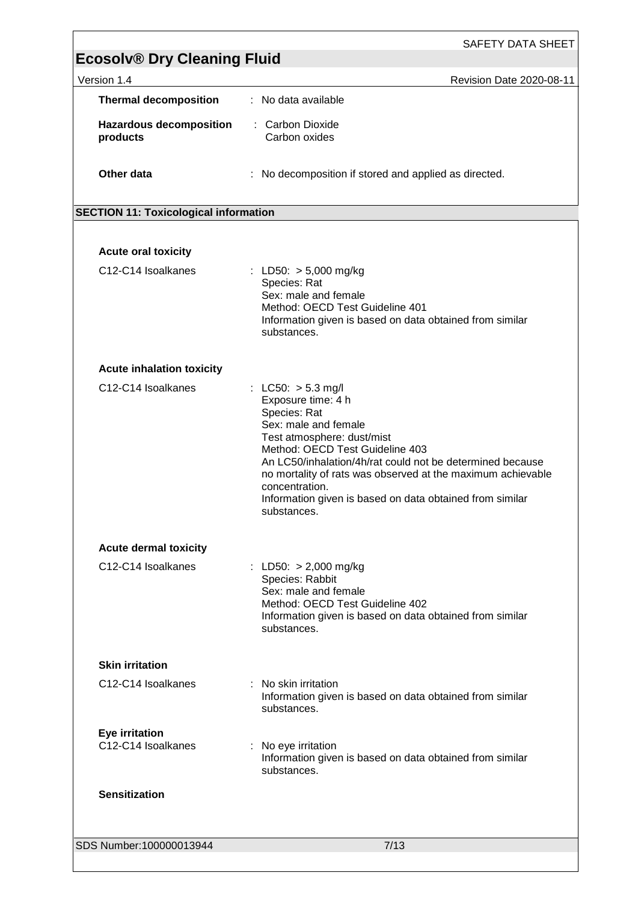**Thermal decomposition** : No data available

**Hazardous decomposition products** : Carbon Dioxide
Carbon oxides

**Other data** : No decomposition if stored and applied as directed.

## SECTION 11: Toxicological information

**Acute oral toxicity**

C12-C14 Isoalkanes : LD50: > 5,000 mg/kg
Species: Rat
Sex: male and female
Method: OECD Test Guideline 401
Information given is based on data obtained from similar substances.

**Acute inhalation toxicity**

C12-C14 Isoalkanes : LC50: > 5.3 mg/l
Exposure time: 4 h
Species: Rat
Sex: male and female
Test atmosphere: dust/mist
Method: OECD Test Guideline 403
An LC50/inhalation/4h/rat could not be determined because no mortality of rats was observed at the maximum achievable concentration.
Information given is based on data obtained from similar substances.

**Acute dermal toxicity**

C12-C14 Isoalkanes : LD50: > 2,000 mg/kg
Species: Rabbit
Sex: male and female
Method: OECD Test Guideline 402
Information given is based on data obtained from similar substances.

**Skin irritation**

C12-C14 Isoalkanes : No skin irritation
Information given is based on data obtained from similar substances.

**Eye irritation**

C12-C14 Isoalkanes : No eye irritation
Information given is based on data obtained from similar substances.

**Sensitization**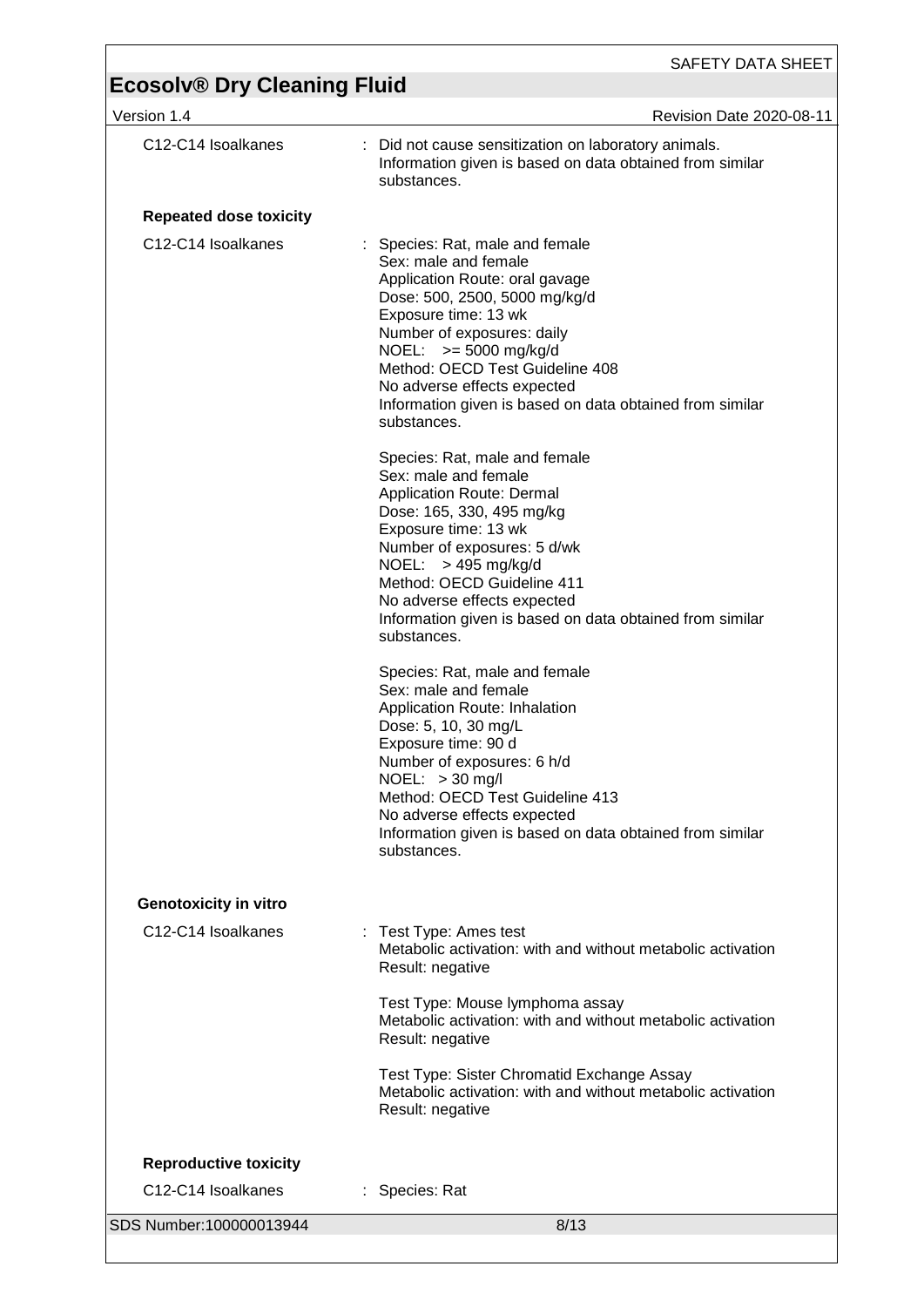| | |
|---|---|
| C12-C14 Isoalkanes | : Did not cause sensitization on laboratory animals.<br>Information given is based on data obtained from similar substances. |

**Repeated dose toxicity**

| | |
|---|---|
| C12-C14 Isoalkanes | : Species: Rat, male and female<br>Sex: male and female<br>Application Route: oral gavage<br>Dose: 500, 2500, 5000 mg/kg/d<br>Exposure time: 13 wk<br>Number of exposures: daily<br>NOEL: >= 5000 mg/kg/d<br>Method: OECD Test Guideline 408<br>No adverse effects expected<br>Information given is based on data obtained from similar substances.<br><br>Species: Rat, male and female<br>Sex: male and female<br>Application Route: Dermal<br>Dose: 165, 330, 495 mg/kg<br>Exposure time: 13 wk<br>Number of exposures: 5 d/wk<br>NOEL: > 495 mg/kg/d<br>Method: OECD Guideline 411<br>No adverse effects expected<br>Information given is based on data obtained from similar substances.<br><br>Species: Rat, male and female<br>Sex: male and female<br>Application Route: Inhalation<br>Dose: 5, 10, 30 mg/L<br>Exposure time: 90 d<br>Number of exposures: 6 h/d<br>NOEL: > 30 mg/l<br>Method: OECD Test Guideline 413<br>No adverse effects expected<br>Information given is based on data obtained from similar substances. |

**Genotoxicity in vitro**

| | |
|---|---|
| C12-C14 Isoalkanes | : Test Type: Ames test<br>Metabolic activation: with and without metabolic activation<br>Result: negative<br><br>Test Type: Mouse lymphoma assay<br>Metabolic activation: with and without metabolic activation<br>Result: negative<br><br>Test Type: Sister Chromatid Exchange Assay<br>Metabolic activation: with and without metabolic activation<br>Result: negative |

**Reproductive toxicity**

| | |
|---|---|
| C12-C14 Isoalkanes | : Species: Rat |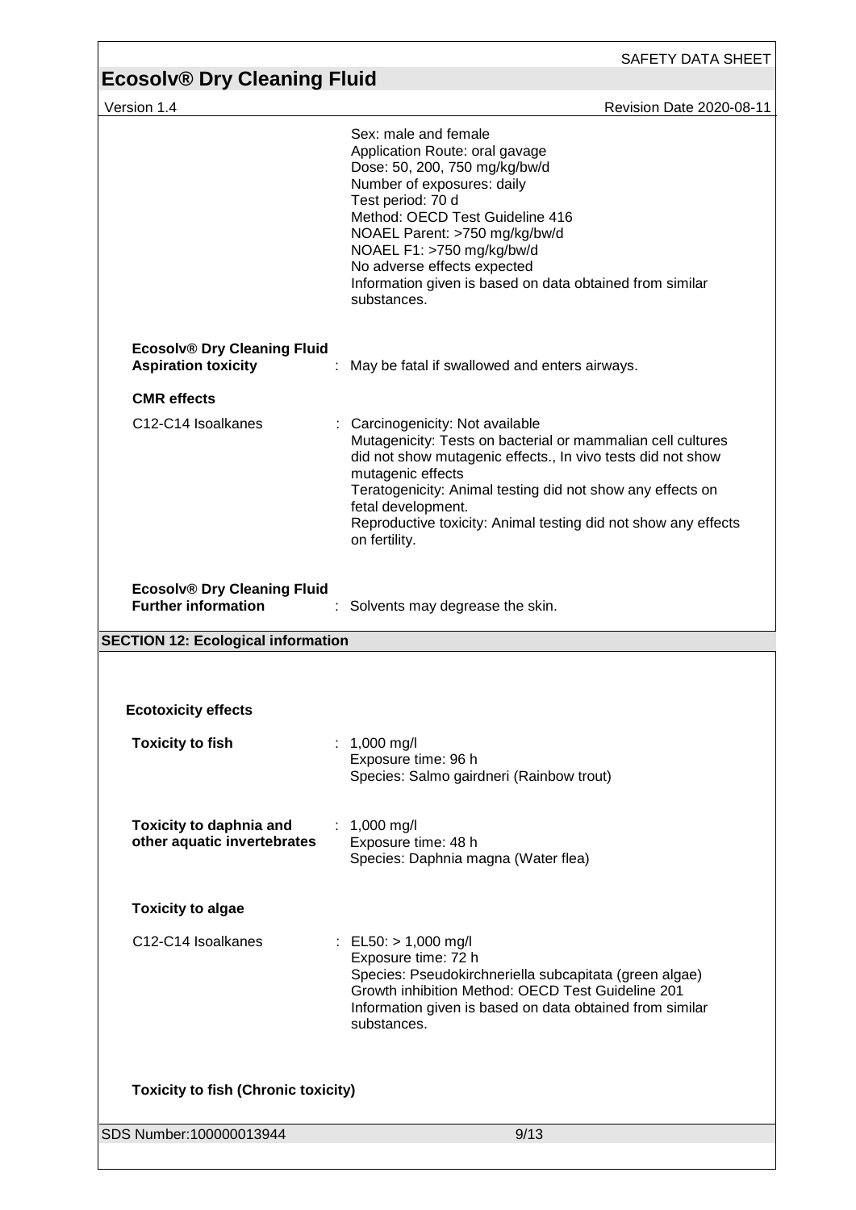Sex: male and female
Application Route: oral gavage
Dose: 50, 200, 750 mg/kg/bw/d
Number of exposures: daily
Test period: 70 d
Method: OECD Test Guideline 416
NOAEL Parent: >750 mg/kg/bw/d
NOAEL F1: >750 mg/kg/bw/d
No adverse effects expected
Information given is based on data obtained from similar substances.

**Ecosolv® Dry Cleaning Fluid**
**Aspiration toxicity** : May be fatal if swallowed and enters airways.

**CMR effects**

C12-C14 Isoalkanes : Carcinogenicity: Not available
Mutagenicity: Tests on bacterial or mammalian cell cultures did not show mutagenic effects., In vivo tests did not show mutagenic effects
Teratogenicity: Animal testing did not show any effects on fetal development.
Reproductive toxicity: Animal testing did not show any effects on fertility.

**Ecosolv® Dry Cleaning Fluid**
**Further information** : Solvents may degrease the skin.

## SECTION 12: Ecological information

**Ecotoxicity effects**

**Toxicity to fish** : 1,000 mg/l
Exposure time: 96 h
Species: Salmo gairdneri (Rainbow trout)

**Toxicity to daphnia and other aquatic invertebrates** : 1,000 mg/l
Exposure time: 48 h
Species: Daphnia magna (Water flea)

**Toxicity to algae**

C12-C14 Isoalkanes : EL50: > 1,000 mg/l
Exposure time: 72 h
Species: Pseudokirchneriella subcapitata (green algae)
Growth inhibition Method: OECD Test Guideline 201
Information given is based on data obtained from similar substances.

**Toxicity to fish (Chronic toxicity)**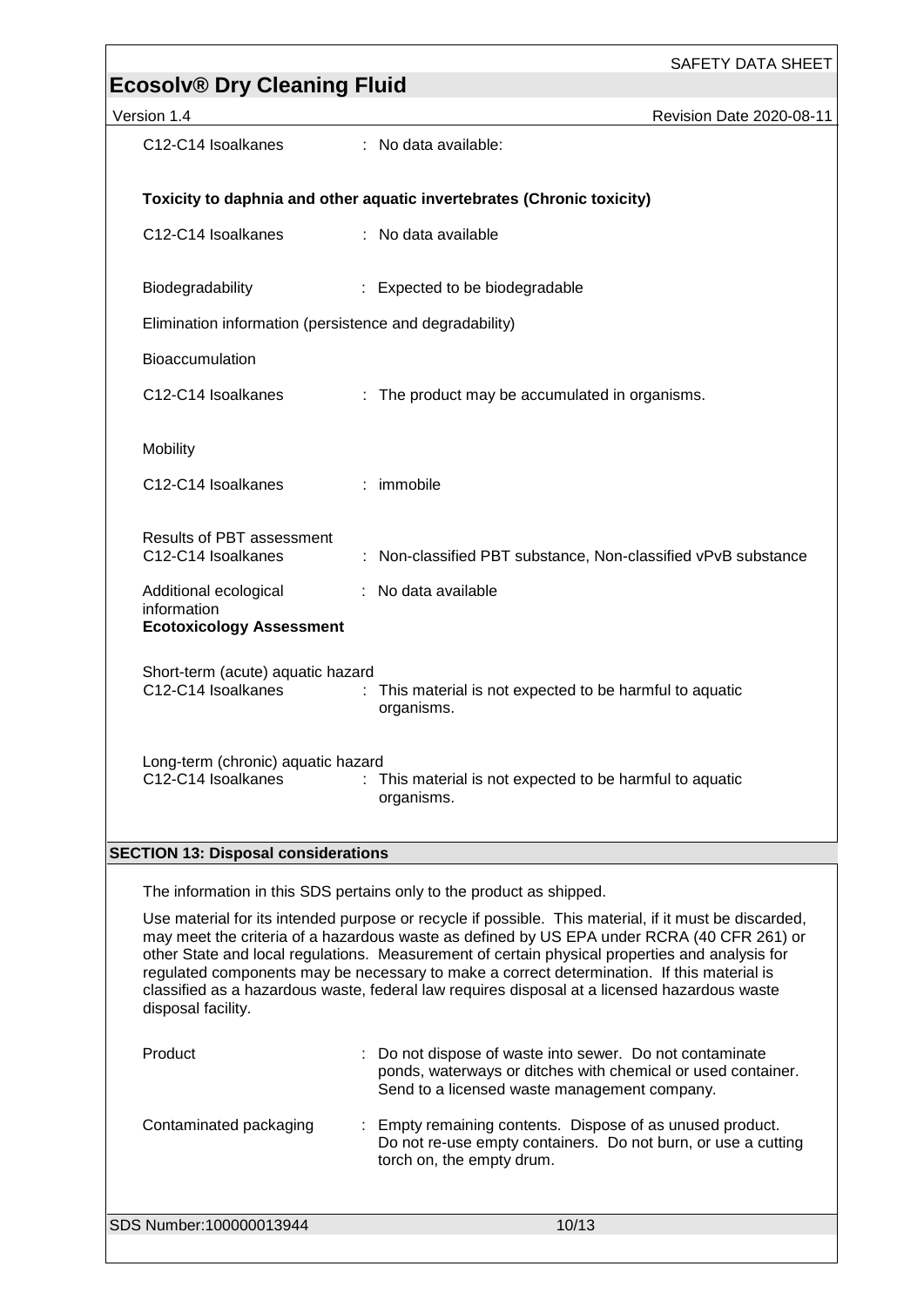C12-C14 Isoalkanes : No data available:

**Toxicity to daphnia and other aquatic invertebrates (Chronic toxicity)**

C12-C14 Isoalkanes : No data available

Biodegradability : Expected to be biodegradable

Elimination information (persistence and degradability)

Bioaccumulation

C12-C14 Isoalkanes : The product may be accumulated in organisms.

Mobility

C12-C14 Isoalkanes : immobile

Results of PBT assessment

C12-C14 Isoalkanes : Non-classified PBT substance, Non-classified vPvB substance

Additional ecological information : No data available

**Ecotoxicology Assessment**

Short-term (acute) aquatic hazard

C12-C14 Isoalkanes : This material is not expected to be harmful to aquatic organisms.

Long-term (chronic) aquatic hazard

C12-C14 Isoalkanes : This material is not expected to be harmful to aquatic organisms.

## SECTION 13: Disposal considerations

The information in this SDS pertains only to the product as shipped.

Use material for its intended purpose or recycle if possible. This material, if it must be discarded, may meet the criteria of a hazardous waste as defined by US EPA under RCRA (40 CFR 261) or other State and local regulations. Measurement of certain physical properties and analysis for regulated components may be necessary to make a correct determination. If this material is classified as a hazardous waste, federal law requires disposal at a licensed hazardous waste disposal facility.

Product : Do not dispose of waste into sewer. Do not contaminate ponds, waterways or ditches with chemical or used container. Send to a licensed waste management company.

Contaminated packaging : Empty remaining contents. Dispose of as unused product. Do not re-use empty containers. Do not burn, or use a cutting torch on, the empty drum.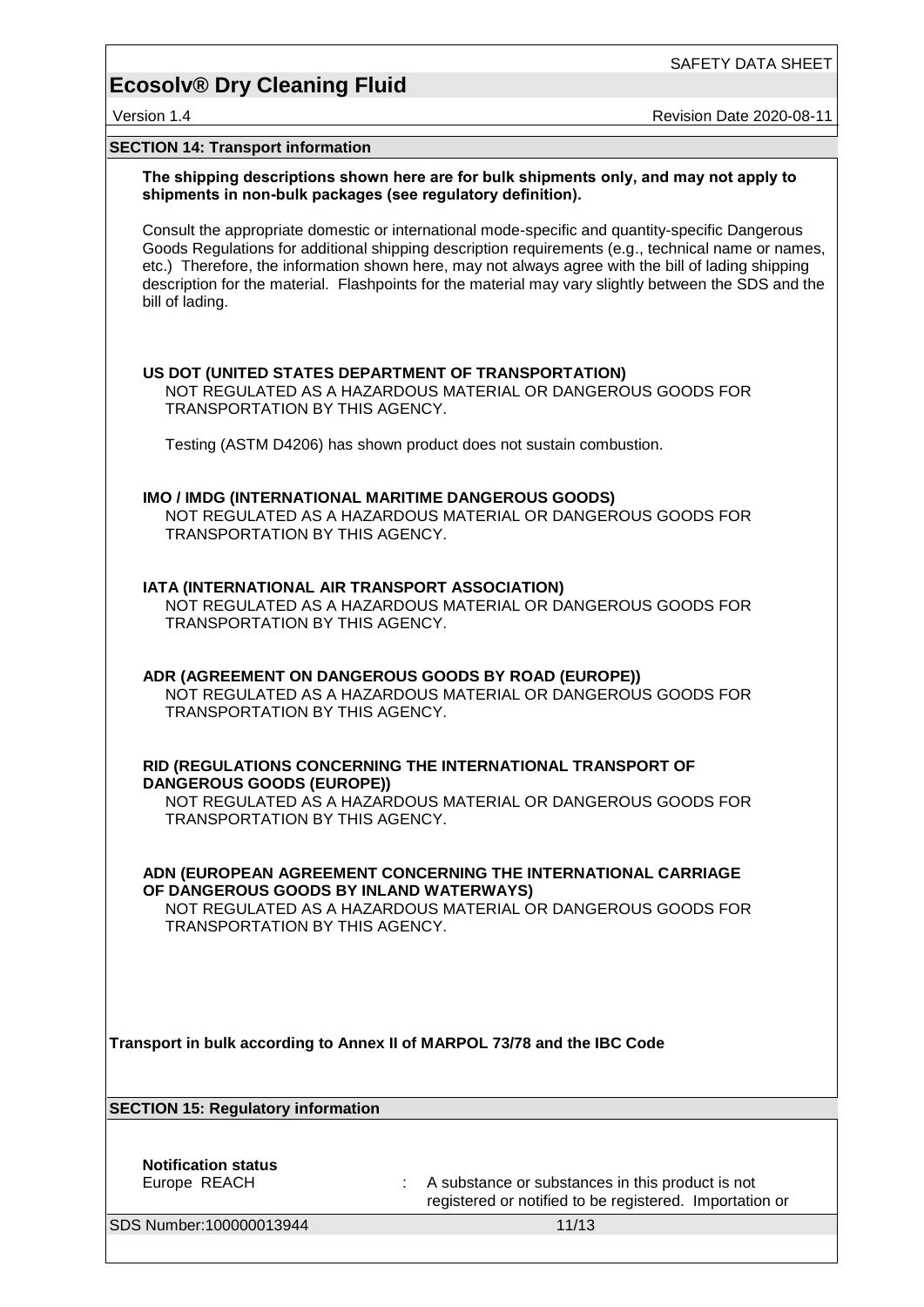## SECTION 14: Transport information

**The shipping descriptions shown here are for bulk shipments only, and may not apply to shipments in non-bulk packages (see regulatory definition).**

Consult the appropriate domestic or international mode-specific and quantity-specific Dangerous Goods Regulations for additional shipping description requirements (e.g., technical name or names, etc.) Therefore, the information shown here, may not always agree with the bill of lading shipping description for the material. Flashpoints for the material may vary slightly between the SDS and the bill of lading.

**US DOT (UNITED STATES DEPARTMENT OF TRANSPORTATION)**

NOT REGULATED AS A HAZARDOUS MATERIAL OR DANGEROUS GOODS FOR TRANSPORTATION BY THIS AGENCY.

Testing (ASTM D4206) has shown product does not sustain combustion.

**IMO / IMDG (INTERNATIONAL MARITIME DANGEROUS GOODS)**

NOT REGULATED AS A HAZARDOUS MATERIAL OR DANGEROUS GOODS FOR TRANSPORTATION BY THIS AGENCY.

**IATA (INTERNATIONAL AIR TRANSPORT ASSOCIATION)**

NOT REGULATED AS A HAZARDOUS MATERIAL OR DANGEROUS GOODS FOR TRANSPORTATION BY THIS AGENCY.

**ADR (AGREEMENT ON DANGEROUS GOODS BY ROAD (EUROPE))**

NOT REGULATED AS A HAZARDOUS MATERIAL OR DANGEROUS GOODS FOR TRANSPORTATION BY THIS AGENCY.

**RID (REGULATIONS CONCERNING THE INTERNATIONAL TRANSPORT OF DANGEROUS GOODS (EUROPE))**

NOT REGULATED AS A HAZARDOUS MATERIAL OR DANGEROUS GOODS FOR TRANSPORTATION BY THIS AGENCY.

**ADN (EUROPEAN AGREEMENT CONCERNING THE INTERNATIONAL CARRIAGE OF DANGEROUS GOODS BY INLAND WATERWAYS)**

NOT REGULATED AS A HAZARDOUS MATERIAL OR DANGEROUS GOODS FOR TRANSPORTATION BY THIS AGENCY.

**Transport in bulk according to Annex II of MARPOL 73/78 and the IBC Code**

## SECTION 15: Regulatory information

**Notification status**

Europe REACH : A substance or substances in this product is not registered or notified to be registered. Importation or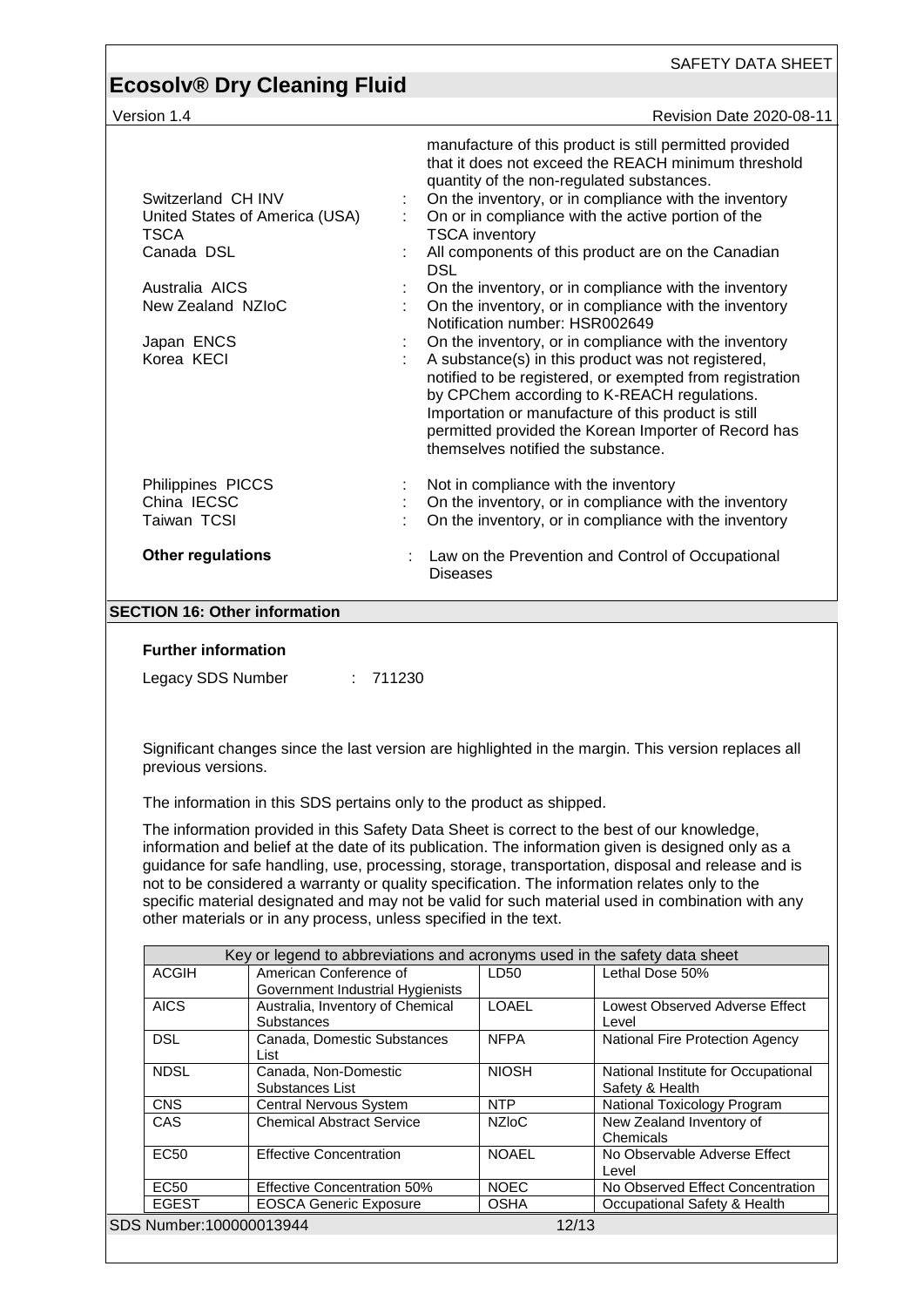manufacture of this product is still permitted provided that it does not exceed the REACH minimum threshold quantity of the non-regulated substances.

| | | |
|---|---|---|
| Switzerland CH INV | : | On the inventory, or in compliance with the inventory |
| United States of America (USA) TSCA | : | On or in compliance with the active portion of the TSCA inventory |
| Canada DSL | : | All components of this product are on the Canadian DSL |
| Australia AICS | : | On the inventory, or in compliance with the inventory |
| New Zealand NZIoC | : | On the inventory, or in compliance with the inventory Notification number: HSR002649 |
| Japan ENCS | : | On the inventory, or in compliance with the inventory |
| Korea KECI | : | A substance(s) in this product was not registered, notified to be registered, or exempted from registration by CPChem according to K-REACH regulations. Importation or manufacture of this product is still permitted provided the Korean Importer of Record has themselves notified the substance. |
| Philippines PICCS | : | Not in compliance with the inventory |
| China IECSC | : | On the inventory, or in compliance with the inventory |
| Taiwan TCSI | : | On the inventory, or in compliance with the inventory |

**Other regulations** : Law on the Prevention and Control of Occupational Diseases

## SECTION 16: Other information

### Further information

Legacy SDS Number : 711230

Significant changes since the last version are highlighted in the margin. This version replaces all previous versions.

The information in this SDS pertains only to the product as shipped.

The information provided in this Safety Data Sheet is correct to the best of our knowledge, information and belief at the date of its publication. The information given is designed only as a guidance for safe handling, use, processing, storage, transportation, disposal and release and is not to be considered a warranty or quality specification. The information relates only to the specific material designated and may not be valid for such material used in combination with any other materials or in any process, unless specified in the text.

| Key or legend to abbreviations and acronyms used in the safety data sheet | | | |
|---|---|---|---|
| ACGIH | American Conference of Government Industrial Hygienists | LD50 | Lethal Dose 50% |
| AICS | Australia, Inventory of Chemical Substances | LOAEL | Lowest Observed Adverse Effect Level |
| DSL | Canada, Domestic Substances List | NFPA | National Fire Protection Agency |
| NDSL | Canada, Non-Domestic Substances List | NIOSH | National Institute for Occupational Safety & Health |
| CNS | Central Nervous System | NTP | National Toxicology Program |
| CAS | Chemical Abstract Service | NZIoC | New Zealand Inventory of Chemicals |
| EC50 | Effective Concentration | NOAEL | No Observable Adverse Effect Level |
| EC50 | Effective Concentration 50% | NOEC | No Observed Effect Concentration |
| EGEST | EOSCA Generic Exposure | OSHA | Occupational Safety & Health |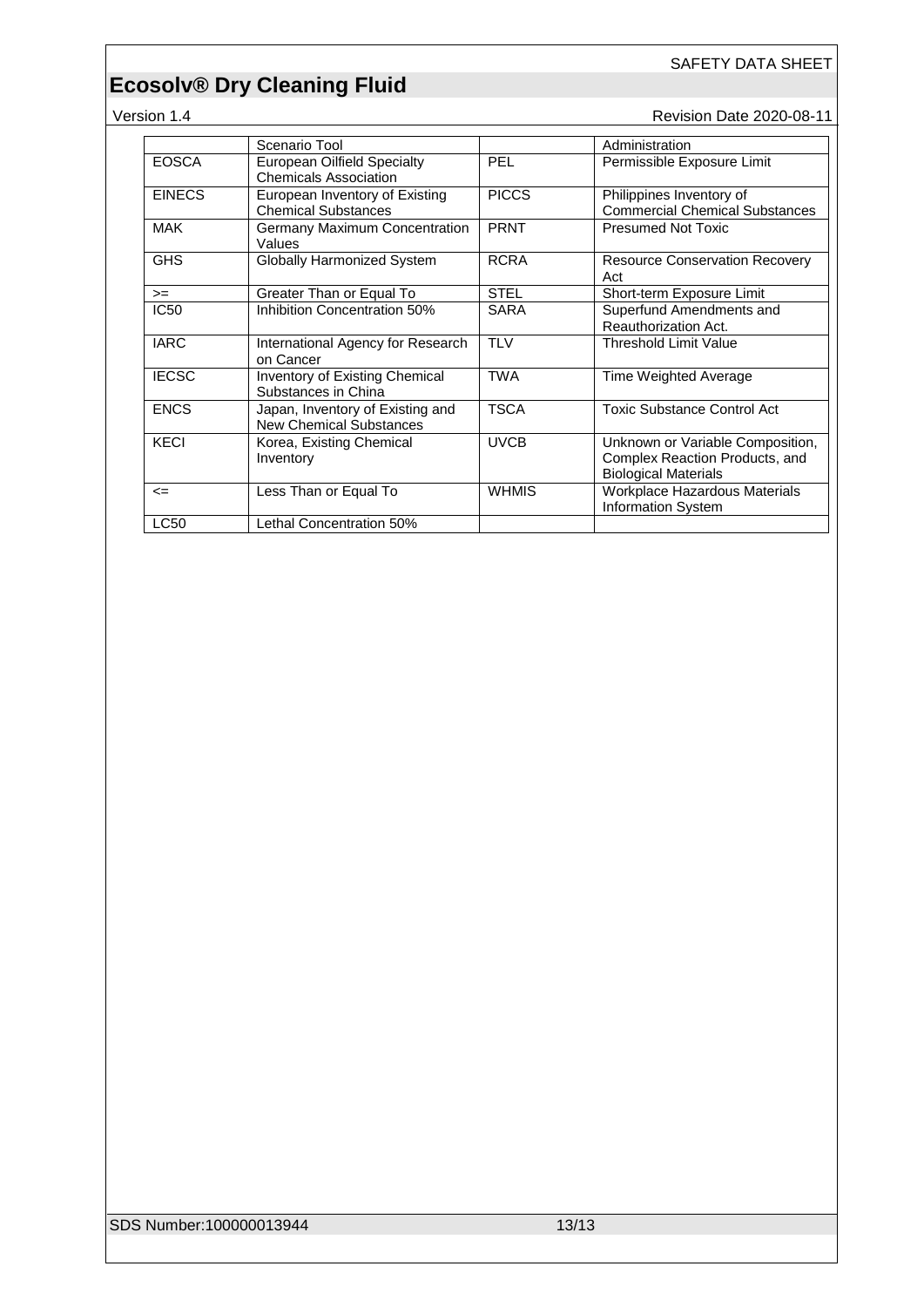| | | | |
|---|---|---|---|
| | Scenario Tool | | Administration |
| EOSCA | European Oilfield Specialty Chemicals Association | PEL | Permissible Exposure Limit |
| EINECS | European Inventory of Existing Chemical Substances | PICCS | Philippines Inventory of Commercial Chemical Substances |
| MAK | Germany Maximum Concentration Values | PRNT | Presumed Not Toxic |
| GHS | Globally Harmonized System | RCRA | Resource Conservation Recovery Act |
| >= | Greater Than or Equal To | STEL | Short-term Exposure Limit |
| IC50 | Inhibition Concentration 50% | SARA | Superfund Amendments and Reauthorization Act. |
| IARC | International Agency for Research on Cancer | TLV | Threshold Limit Value |
| IECSC | Inventory of Existing Chemical Substances in China | TWA | Time Weighted Average |
| ENCS | Japan, Inventory of Existing and New Chemical Substances | TSCA | Toxic Substance Control Act |
| KECI | Korea, Existing Chemical Inventory | UVCB | Unknown or Variable Composition, Complex Reaction Products, and Biological Materials |
| <= | Less Than or Equal To | WHMIS | Workplace Hazardous Materials Information System |
| LC50 | Lethal Concentration 50% | | |